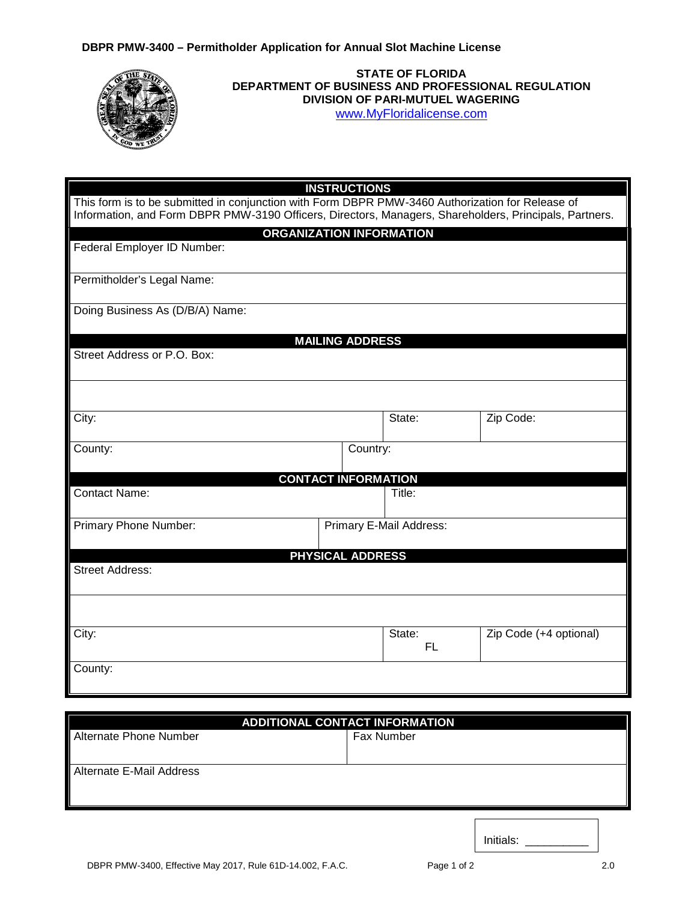**DBPR PMW-3400 – Permitholder Application for Annual Slot Machine License**

**STATE OF FLORIDA**
**DEPARTMENT OF BUSINESS AND PROFESSIONAL REGULATION**
**DIVISION OF PARI-MUTUEL WAGERING**
www.MyFloridalicense.com

## INSTRUCTIONS

This form is to be submitted in conjunction with Form DBPR PMW-3460 Authorization for Release of Information, and Form DBPR PMW-3190 Officers, Directors, Managers, Shareholders, Principals, Partners.

## ORGANIZATION INFORMATION

| Federal Employer ID Number: |
|---|
| Permitholder's Legal Name: |
| Doing Business As (D/B/A) Name: |

## MAILING ADDRESS

| Street Address or P.O. Box: | | |
|---|---|---|
| | | |
| City: | State: | Zip Code: |
| County: | Country: | |

## CONTACT INFORMATION

| Contact Name: | Title: |
|---|---|
| Primary Phone Number: | Primary E-Mail Address: |

## PHYSICAL ADDRESS

| Street Address: | | |
|---|---|---|
| | | |
| City: | State: FL | Zip Code (+4 optional) |
| County: | | |

## ADDITIONAL CONTACT INFORMATION

| Alternate Phone Number | Fax Number |
|---|---|
| Alternate E-Mail Address | |

Initials: __________

DBPR PMW-3400, Effective May 2017, Rule 61D-14.002, F.A.C. 2.0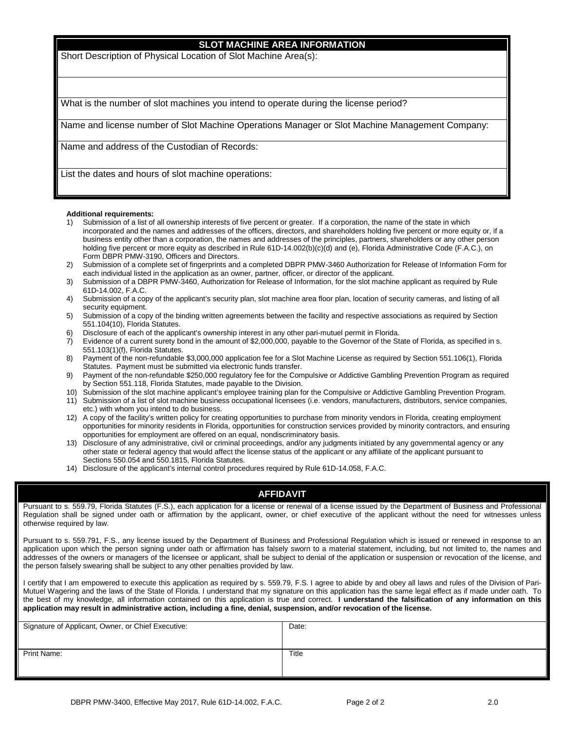## SLOT MACHINE AREA INFORMATION

Short Description of Physical Location of Slot Machine Area(s):

What is the number of slot machines you intend to operate during the license period?

Name and license number of Slot Machine Operations Manager or Slot Machine Management Company:

Name and address of the Custodian of Records:

List the dates and hours of slot machine operations:

**Additional requirements:**

1) Submission of a list of all ownership interests of five percent or greater. If a corporation, the name of the state in which incorporated and the names and addresses of the officers, directors, and shareholders holding five percent or more equity or, if a business entity other than a corporation, the names and addresses of the principles, partners, shareholders or any other person holding five percent or more equity as described in Rule 61D-14.002(b)(c)(d) and (e), Florida Administrative Code (F.A.C.), on Form DBPR PMW-3190, Officers and Directors.
2) Submission of a complete set of fingerprints and a completed DBPR PMW-3460 Authorization for Release of Information Form for each individual listed in the application as an owner, partner, officer, or director of the applicant.
3) Submission of a DBPR PMW-3460, Authorization for Release of Information, for the slot machine applicant as required by Rule 61D-14.002, F.A.C.
4) Submission of a copy of the applicant's security plan, slot machine area floor plan, location of security cameras, and listing of all security equipment.
5) Submission of a copy of the binding written agreements between the facility and respective associations as required by Section 551.104(10), Florida Statutes.
6) Disclosure of each of the applicant's ownership interest in any other pari-mutuel permit in Florida.
7) Evidence of a current surety bond in the amount of $2,000,000, payable to the Governor of the State of Florida, as specified in s. 551.103(1)(f), Florida Statutes.
8) Payment of the non-refundable $3,000,000 application fee for a Slot Machine License as required by Section 551.106(1), Florida Statutes. Payment must be submitted via electronic funds transfer.
9) Payment of the non-refundable $250,000 regulatory fee for the Compulsive or Addictive Gambling Prevention Program as required by Section 551.118, Florida Statutes, made payable to the Division.
10) Submission of the slot machine applicant's employee training plan for the Compulsive or Addictive Gambling Prevention Program.
11) Submission of a list of slot machine business occupational licensees (i.e. vendors, manufacturers, distributors, service companies, etc.) with whom you intend to do business.
12) A copy of the facility's written policy for creating opportunities to purchase from minority vendors in Florida, creating employment opportunities for minority residents in Florida, opportunities for construction services provided by minority contractors, and ensuring opportunities for employment are offered on an equal, nondiscriminatory basis.
13) Disclosure of any administrative, civil or criminal proceedings, and/or any judgments initiated by any governmental agency or any other state or federal agency that would affect the license status of the applicant or any affiliate of the applicant pursuant to Sections 550.054 and 550.1815, Florida Statutes.
14) Disclosure of the applicant's internal control procedures required by Rule 61D-14.058, F.A.C.

## AFFIDAVIT

Pursuant to s. 559.79, Florida Statutes (F.S.), each application for a license or renewal of a license issued by the Department of Business and Professional Regulation shall be signed under oath or affirmation by the applicant, owner, or chief executive of the applicant without the need for witnesses unless otherwise required by law.

Pursuant to s. 559.791, F.S., any license issued by the Department of Business and Professional Regulation which is issued or renewed in response to an application upon which the person signing under oath or affirmation has falsely sworn to a material statement, including, but not limited to, the names and addresses of the owners or managers of the licensee or applicant, shall be subject to denial of the application or suspension or revocation of the license, and the person falsely swearing shall be subject to any other penalties provided by law.

I certify that I am empowered to execute this application as required by s. 559.79, F.S. I agree to abide by and obey all laws and rules of the Division of Pari-Mutuel Wagering and the laws of the State of Florida. I understand that my signature on this application has the same legal effect as if made under oath. To the best of my knowledge, all information contained on this application is true and correct. **I understand the falsification of any information on this application may result in administrative action, including a fine, denial, suspension, and/or revocation of the license.**

| | |
|---|---|
| Signature of Applicant, Owner, or Chief Executive: | Date: |
| Print Name: | Title |

DBPR PMW-3400, Effective May 2017, Rule 61D-14.002, F.A.C.